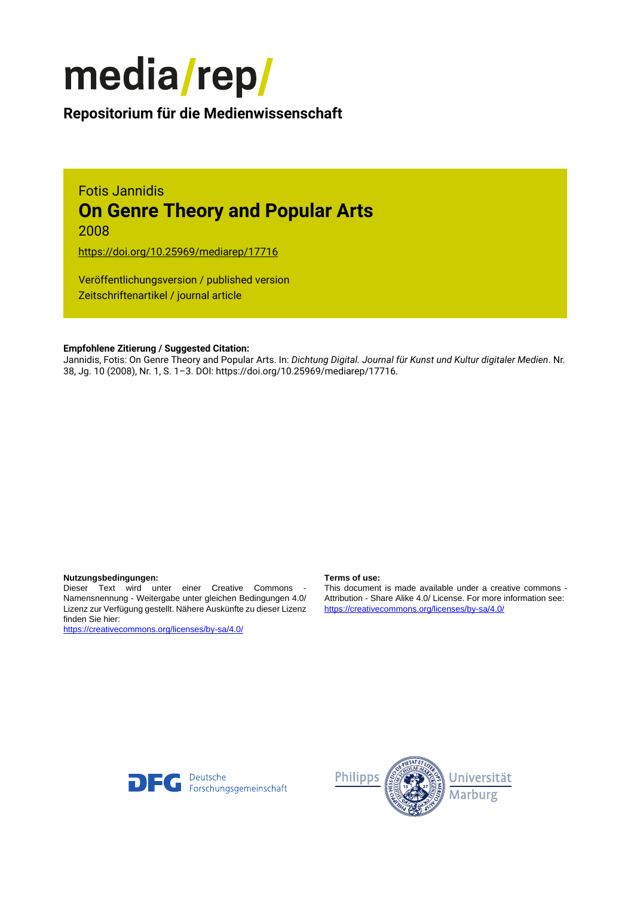# media/rep/

**Repositorium für die Medienwissenschaft**

Fotis Jannidis

## On Genre Theory and Popular Arts

2008

https://doi.org/10.25969/mediarep/17716

Veröffentlichungsversion / published version
Zeitschriftenartikel / journal article

**Empfohlene Zitierung / Suggested Citation:**
Jannidis, Fotis: On Genre Theory and Popular Arts. In: *Dichtung Digital. Journal für Kunst und Kultur digitaler Medien*. Nr. 38, Jg. 10 (2008), Nr. 1, S. 1–3. DOI: https://doi.org/10.25969/mediarep/17716.

**Nutzungsbedingungen:**
Dieser Text wird unter einer Creative Commons - Namensnennung - Weitergabe unter gleichen Bedingungen 4.0/ Lizenz zur Verfügung gestellt. Nähere Auskünfte zu dieser Lizenz finden Sie hier:
https://creativecommons.org/licenses/by-sa/4.0/

**Terms of use:**
This document is made available under a creative commons - Attribution - Share Alike 4.0/ License. For more information see:
https://creativecommons.org/licenses/by-sa/4.0/

Deutsche Forschungsgemeinschaft

Philipps Universität Marburg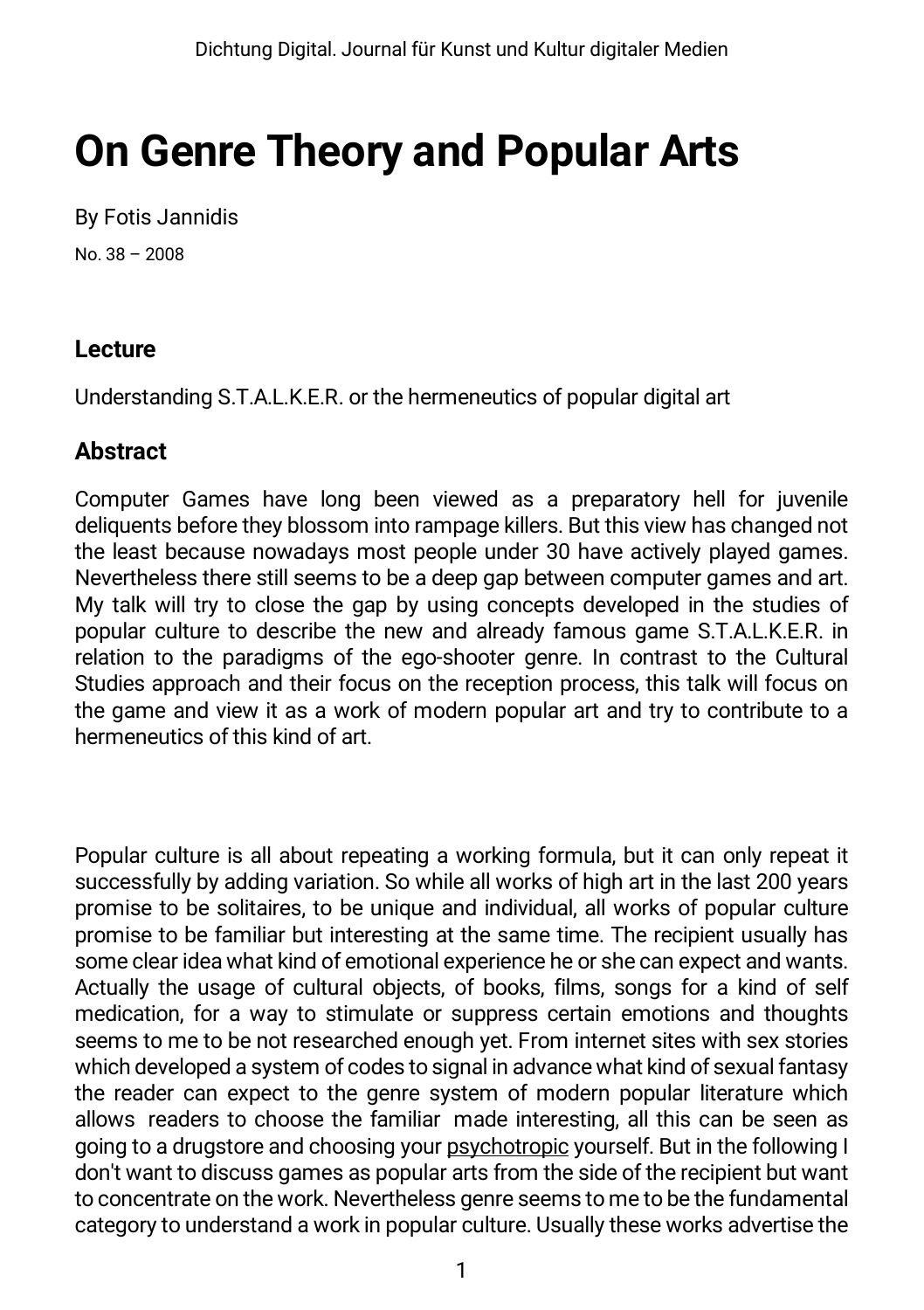# On Genre Theory and Popular Arts

By Fotis Jannidis

No. 38 – 2008

### Lecture

Understanding S.T.A.L.K.E.R. or the hermeneutics of popular digital art

### Abstract

Computer Games have long been viewed as a preparatory hell for juvenile deliquents before they blossom into rampage killers. But this view has changed not the least because nowadays most people under 30 have actively played games. Nevertheless there still seems to be a deep gap between computer games and art. My talk will try to close the gap by using concepts developed in the studies of popular culture to describe the new and already famous game S.T.A.L.K.E.R. in relation to the paradigms of the ego-shooter genre. In contrast to the Cultural Studies approach and their focus on the reception process, this talk will focus on the game and view it as a work of modern popular art and try to contribute to a hermeneutics of this kind of art.

Popular culture is all about repeating a working formula, but it can only repeat it successfully by adding variation. So while all works of high art in the last 200 years promise to be solitaires, to be unique and individual, all works of popular culture promise to be familiar but interesting at the same time. The recipient usually has some clear idea what kind of emotional experience he or she can expect and wants. Actually the usage of cultural objects, of books, films, songs for a kind of self medication, for a way to stimulate or suppress certain emotions and thoughts seems to me to be not researched enough yet. From internet sites with sex stories which developed a system of codes to signal in advance what kind of sexual fantasy the reader can expect to the genre system of modern popular literature which allows readers to choose the familiar made interesting, all this can be seen as going to a drugstore and choosing your psychotropic yourself. But in the following I don't want to discuss games as popular arts from the side of the recipient but want to concentrate on the work. Nevertheless genre seems to me to be the fundamental category to understand a work in popular culture. Usually these works advertise the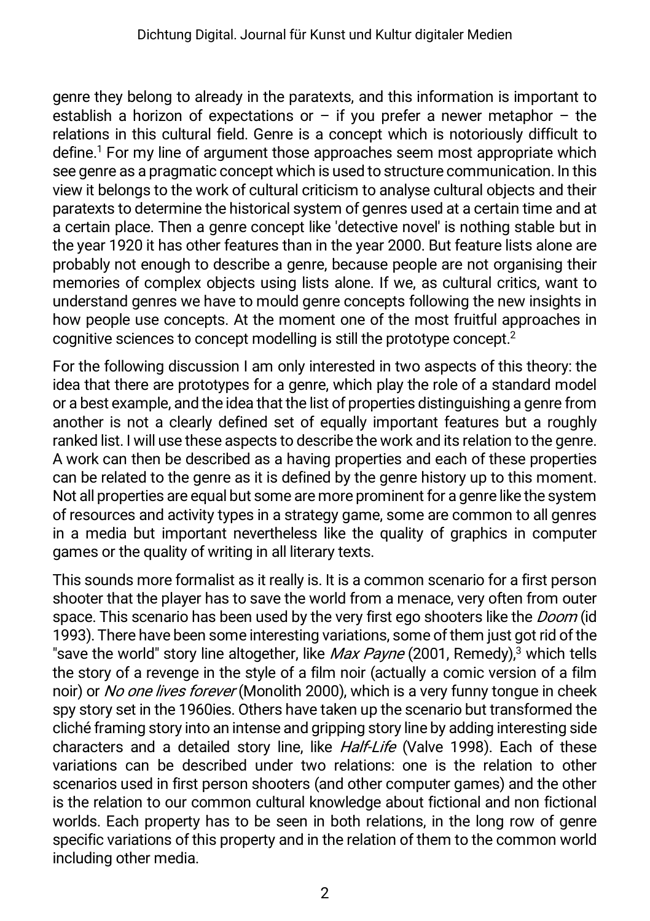genre they belong to already in the paratexts, and this information is important to establish a horizon of expectations or – if you prefer a newer metaphor – the relations in this cultural field. Genre is a concept which is notoriously difficult to define.[1] For my line of argument those approaches seem most appropriate which see genre as a pragmatic concept which is used to structure communication. In this view it belongs to the work of cultural criticism to analyse cultural objects and their paratexts to determine the historical system of genres used at a certain time and at a certain place. Then a genre concept like 'detective novel' is nothing stable but in the year 1920 it has other features than in the year 2000. But feature lists alone are probably not enough to describe a genre, because people are not organising their memories of complex objects using lists alone. If we, as cultural critics, want to understand genres we have to mould genre concepts following the new insights in how people use concepts. At the moment one of the most fruitful approaches in cognitive sciences to concept modelling is still the prototype concept.[2]

For the following discussion I am only interested in two aspects of this theory: the idea that there are prototypes for a genre, which play the role of a standard model or a best example, and the idea that the list of properties distinguishing a genre from another is not a clearly defined set of equally important features but a roughly ranked list. I will use these aspects to describe the work and its relation to the genre. A work can then be described as a having properties and each of these properties can be related to the genre as it is defined by the genre history up to this moment. Not all properties are equal but some are more prominent for a genre like the system of resources and activity types in a strategy game, some are common to all genres in a media but important nevertheless like the quality of graphics in computer games or the quality of writing in all literary texts.

This sounds more formalist as it really is. It is a common scenario for a first person shooter that the player has to save the world from a menace, very often from outer space. This scenario has been used by the very first ego shooters like the *Doom* (id 1993). There have been some interesting variations, some of them just got rid of the "save the world" story line altogether, like *Max Payne* (2001, Remedy),[3] which tells the story of a revenge in the style of a film noir (actually a comic version of a film noir) or *No one lives forever* (Monolith 2000), which is a very funny tongue in cheek spy story set in the 1960ies. Others have taken up the scenario but transformed the cliché framing story into an intense and gripping story line by adding interesting side characters and a detailed story line, like *Half-Life* (Valve 1998). Each of these variations can be described under two relations: one is the relation to other scenarios used in first person shooters (and other computer games) and the other is the relation to our common cultural knowledge about fictional and non fictional worlds. Each property has to be seen in both relations, in the long row of genre specific variations of this property and in the relation of them to the common world including other media.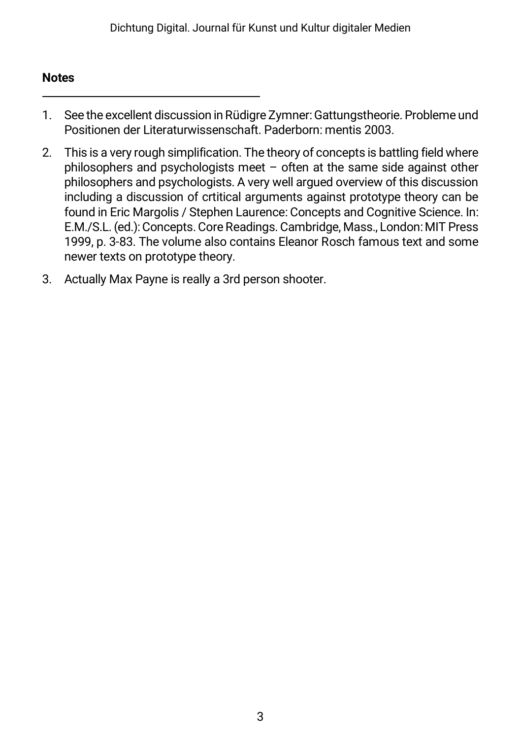**Notes**

1. See the excellent discussion in Rüdigre Zymner: Gattungstheorie. Probleme und Positionen der Literaturwissenschaft. Paderborn: mentis 2003.
2. This is a very rough simplification. The theory of concepts is battling field where philosophers and psychologists meet – often at the same side against other philosophers and psychologists. A very well argued overview of this discussion including a discussion of crtitical arguments against prototype theory can be found in Eric Margolis / Stephen Laurence: Concepts and Cognitive Science. In: E.M./S.L. (ed.): Concepts. Core Readings. Cambridge, Mass., London: MIT Press 1999, p. 3-83. The volume also contains Eleanor Rosch famous text and some newer texts on prototype theory.
3. Actually Max Payne is really a 3rd person shooter.